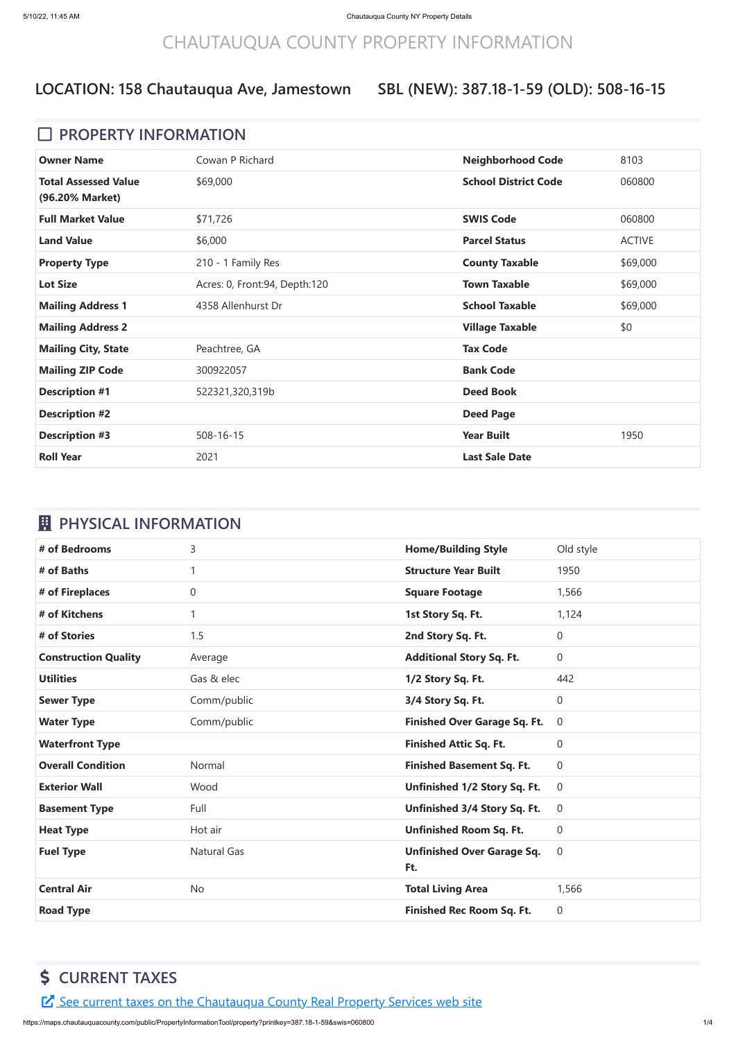# CHAUTAUQUA COUNTY PROPERTY INFORMATION

## LOCATION: 158 Chautauqua Ave, Jamestown SBL (NEW): 387.18-1-59 (OLD): 508-16-15

## PROPERTY INFORMATION

| | | | |
|---|---|---|---|
| **Owner Name** | Cowan P Richard | **Neighborhood Code** | 8103 |
| **Total Assessed Value (96.20% Market)** | $69,000 | **School District Code** | 060800 |
| **Full Market Value** | $71,726 | **SWIS Code** | 060800 |
| **Land Value** | $6,000 | **Parcel Status** | ACTIVE |
| **Property Type** | 210 - 1 Family Res | **County Taxable** | $69,000 |
| **Lot Size** | Acres: 0, Front:94, Depth:120 | **Town Taxable** | $69,000 |
| **Mailing Address 1** | 4358 Allenhurst Dr | **School Taxable** | $69,000 |
| **Mailing Address 2** | | **Village Taxable** | $0 |
| **Mailing City, State** | Peachtree, GA | **Tax Code** | |
| **Mailing ZIP Code** | 300922057 | **Bank Code** | |
| **Description #1** | 522321,320,319b | **Deed Book** | |
| **Description #2** | | **Deed Page** | |
| **Description #3** | 508-16-15 | **Year Built** | 1950 |
| **Roll Year** | 2021 | **Last Sale Date** | |

## PHYSICAL INFORMATION

| | | | |
|---|---|---|---|
| **# of Bedrooms** | 3 | **Home/Building Style** | Old style |
| **# of Baths** | 1 | **Structure Year Built** | 1950 |
| **# of Fireplaces** | 0 | **Square Footage** | 1,566 |
| **# of Kitchens** | 1 | **1st Story Sq. Ft.** | 1,124 |
| **# of Stories** | 1.5 | **2nd Story Sq. Ft.** | 0 |
| **Construction Quality** | Average | **Additional Story Sq. Ft.** | 0 |
| **Utilities** | Gas & elec | **1/2 Story Sq. Ft.** | 442 |
| **Sewer Type** | Comm/public | **3/4 Story Sq. Ft.** | 0 |
| **Water Type** | Comm/public | **Finished Over Garage Sq. Ft.** | 0 |
| **Waterfront Type** | | **Finished Attic Sq. Ft.** | 0 |
| **Overall Condition** | Normal | **Finished Basement Sq. Ft.** | 0 |
| **Exterior Wall** | Wood | **Unfinished 1/2 Story Sq. Ft.** | 0 |
| **Basement Type** | Full | **Unfinished 3/4 Story Sq. Ft.** | 0 |
| **Heat Type** | Hot air | **Unfinished Room Sq. Ft.** | 0 |
| **Fuel Type** | Natural Gas | **Unfinished Over Garage Sq. Ft.** | 0 |
| **Central Air** | No | **Total Living Area** | 1,566 |
| **Road Type** | | **Finished Rec Room Sq. Ft.** | 0 |

## $ CURRENT TAXES

See current taxes on the Chautauqua County Real Property Services web site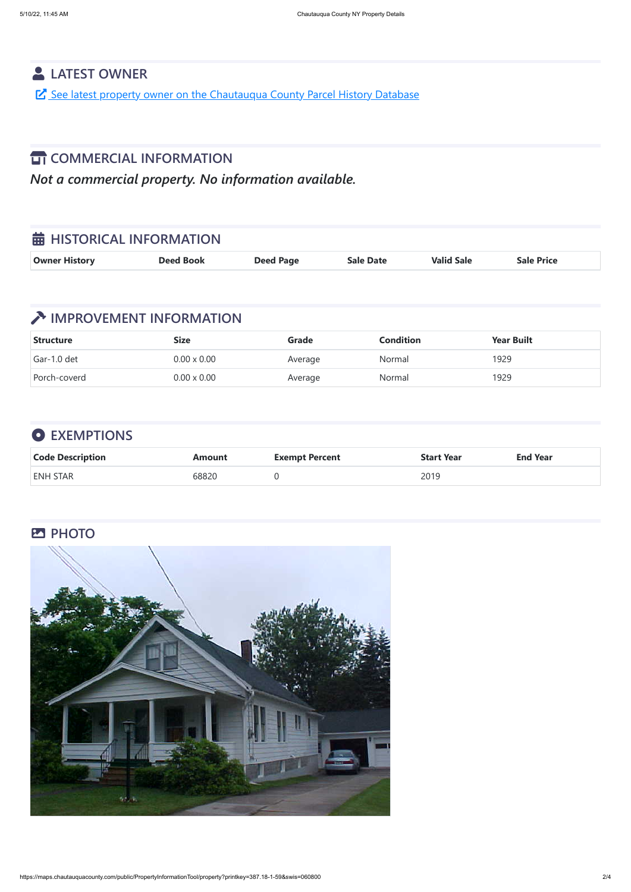## LATEST OWNER

[See latest property owner on the Chautauqua County Parcel History Database]

## COMMERCIAL INFORMATION

*Not a commercial property. No information available.*

## HISTORICAL INFORMATION

| Owner History | Deed Book | Deed Page | Sale Date | Valid Sale | Sale Price |
|---|---|---|---|---|---|

## IMPROVEMENT INFORMATION

| Structure | Size | Grade | Condition | Year Built |
|---|---|---|---|---|
| Gar-1.0 det | 0.00 x 0.00 | Average | Normal | 1929 |
| Porch-coverd | 0.00 x 0.00 | Average | Normal | 1929 |

## EXEMPTIONS

| Code Description | Amount | Exempt Percent | Start Year | End Year |
|---|---|---|---|---|
| ENH STAR | 68820 | 0 | 2019 | |

## PHOTO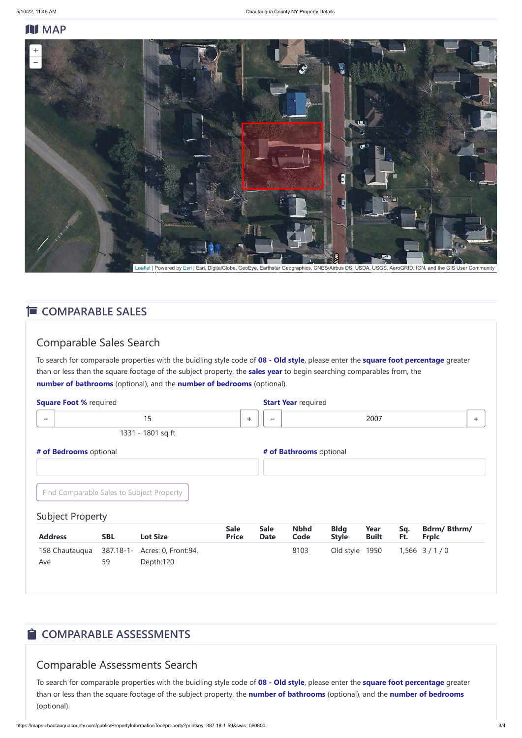## MAP

Leaflet | Powered by Esri | Esri, DigitalGlobe, GeoEye, Earthstar Geographics, CNES/Airbus DS, USDA, USGS, AeroGRID, IGN, and the GIS User Community

## COMPARABLE SALES

### Comparable Sales Search

To search for comparable properties with the buidling style code of **08 - Old style**, please enter the **square foot percentage** greater than or less than the square footage of the subject property, the **sales year** to begin searching comparables from, the **number of bathrooms** (optional), and the **number of bedrooms** (optional).

**Square Foot %** required

− 15 +

1331 - 1801 sq ft

**Start Year** required

− 2007 +

**# of Bedrooms** optional

**# of Bathrooms** optional

Find Comparable Sales to Subject Property

### Subject Property

| Address | SBL | Lot Size | Sale Price | Sale Date | Nbhd Code | Bldg Style | Year Built | Sq. Ft. | Bdrm/ Bthrm/ Frplc |
|---|---|---|---|---|---|---|---|---|---|
| 158 Chautauqua Ave | 387.18-1-59 | Acres: 0, Front:94, Depth:120 | | | 8103 | Old style | 1950 | 1,566 | 3 / 1 / 0 |

## COMPARABLE ASSESSMENTS

### Comparable Assessments Search

To search for comparable properties with the buidling style code of **08 - Old style**, please enter the **square foot percentage** greater than or less than the square footage of the subject property, the **number of bathrooms** (optional), and the **number of bedrooms** (optional).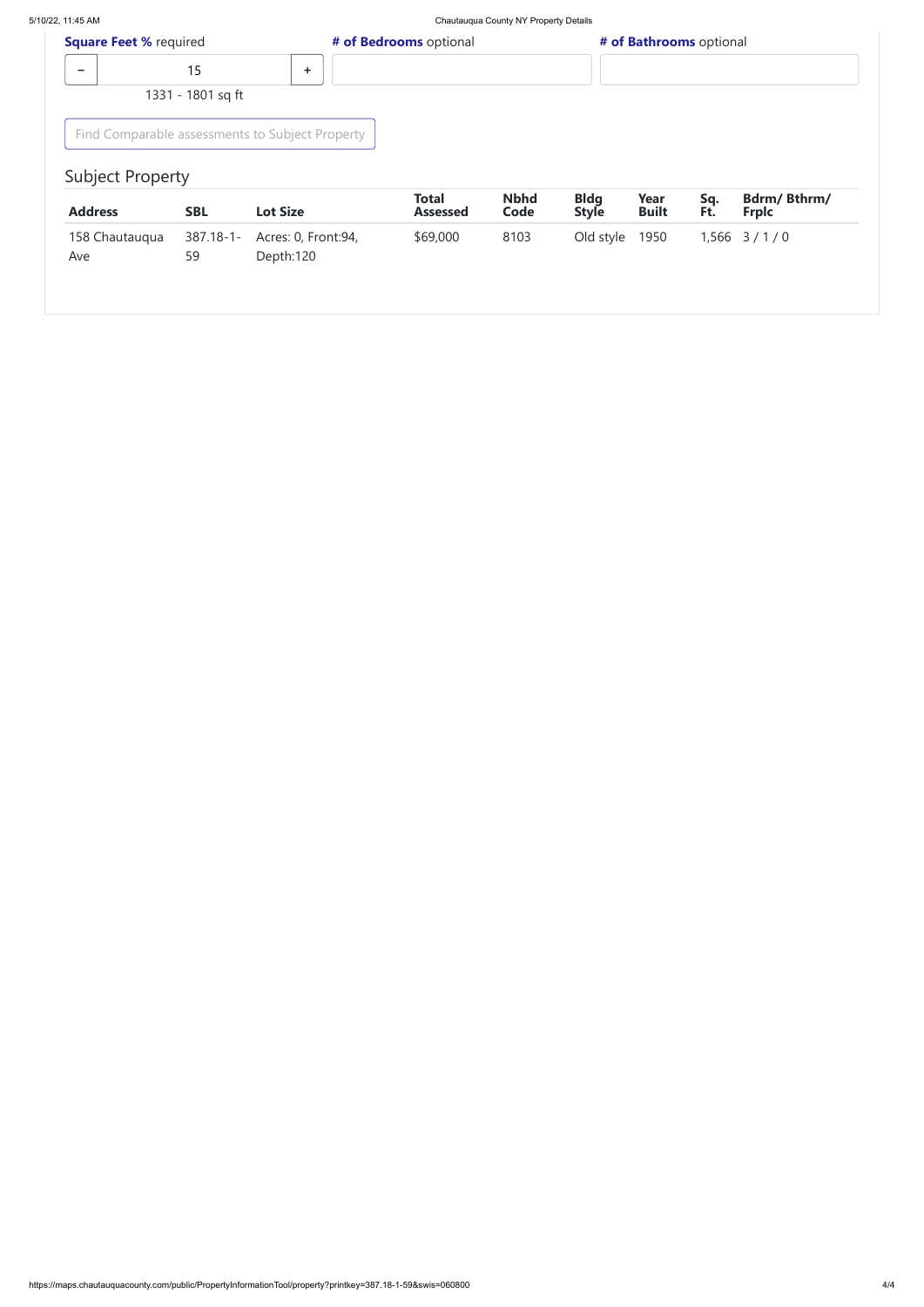**Square Feet %** required

− 15 +

1331 - 1801 sq ft

**# of Bedrooms** optional

**# of Bathrooms** optional

Find Comparable assessments to Subject Property

## Subject Property

| Address | SBL | Lot Size | Total Assessed | Nbhd Code | Bldg Style | Year Built | Sq. Ft. | Bdrm/ Bthrm/ Frplc |
|---|---|---|---|---|---|---|---|---|
| 158 Chautauqua Ave | 387.18-1-59 | Acres: 0, Front:94, Depth:120 | $69,000 | 8103 | Old style | 1950 | 1,566 | 3 / 1 / 0 |